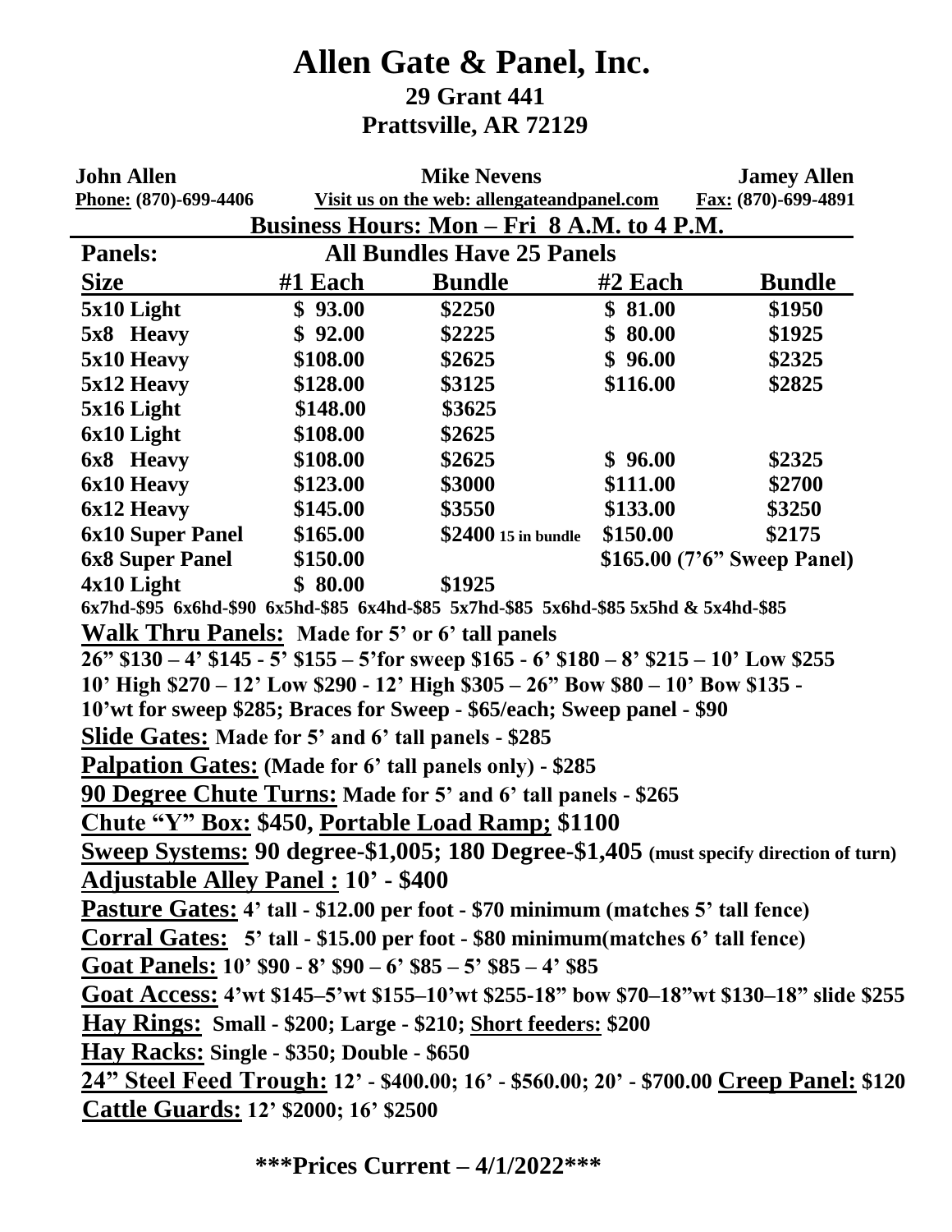# Allen Gate & Panel, Inc.

**29 Grant 441**
**Prattsville, AR 72129**

| **John Allen** | **Mike Nevens** | **Jamey Allen** |
|---|---|---|
| Phone: (870)-699-4406 | Visit us on the web: allengateandpanel.com | Fax: (870)-699-4891 |

**Business Hours: Mon – Fri 8 A.M. to 4 P.M.**

**Panels: All Bundles Have 25 Panels**

| Size | #1 Each | Bundle | #2 Each | Bundle |
|---|---|---|---|---|
| 5x10 Light | $ 93.00 | $2250 | $ 81.00 | $1950 |
| 5x8 Heavy | $ 92.00 | $2225 | $ 80.00 | $1925 |
| 5x10 Heavy | $108.00 | $2625 | $ 96.00 | $2325 |
| 5x12 Heavy | $128.00 | $3125 | $116.00 | $2825 |
| 5x16 Light | $148.00 | $3625 | | |
| 6x10 Light | $108.00 | $2625 | | |
| 6x8 Heavy | $108.00 | $2625 | $ 96.00 | $2325 |
| 6x10 Heavy | $123.00 | $3000 | $111.00 | $2700 |
| 6x12 Heavy | $145.00 | $3550 | $133.00 | $3250 |
| 6x10 Super Panel | $165.00 | $2400 15 in bundle | $150.00 | $2175 |
| 6x8 Super Panel | $150.00 | | $165.00 (7'6" Sweep Panel) | |
| 4x10 Light | $ 80.00 | $1925 | | |

**6x7hd-$95 6x6hd-$90 6x5hd-$85 6x4hd-$85 5x7hd-$85 5x6hd-$85 5x5hd & 5x4hd-$85**

**Walk Thru Panels:** Made for 5' or 6' tall panels
**26" $130 – 4' $145 - 5' $155 – 5'for sweep $165 - 6' $180 – 8' $215 – 10' Low $255**
**10' High $270 – 12' Low $290 - 12' High $305 – 26" Bow $80 – 10' Bow $135 -**
**10'wt for sweep $285; Braces for Sweep - $65/each; Sweep panel - $90**

**Slide Gates:** Made for 5' and 6' tall panels - $285

**Palpation Gates:** (Made for 6' tall panels only) - $285

**90 Degree Chute Turns:** Made for 5' and 6' tall panels - $265

**Chute "Y" Box:** $450, **Portable Load Ramp;** $1100

**Sweep Systems:** 90 degree-$1,005; 180 Degree-$1,405 (must specify direction of turn)

**Adjustable Alley Panel :** 10' - $400

**Pasture Gates:** 4' tall - $12.00 per foot - $70 minimum (matches 5' tall fence)

**Corral Gates:** 5' tall - $15.00 per foot - $80 minimum(matches 6' tall fence)

**Goat Panels:** 10' $90 - 8' $90 – 6' $85 – 5' $85 – 4' $85

**Goat Access:** 4'wt $145–5'wt $155–10'wt $255-18" bow $70–18"wt $130–18" slide $255

**Hay Rings:** Small - $200; Large - $210; **Short feeders:** $200

**Hay Racks:** Single - $350; Double - $650

**24" Steel Feed Trough:** 12' - $400.00; 16' - $560.00; 20' - $700.00 **Creep Panel:** $120

**Cattle Guards:** 12' $2000; 16' $2500

**\*\*\*Prices Current – 4/1/2022\*\*\***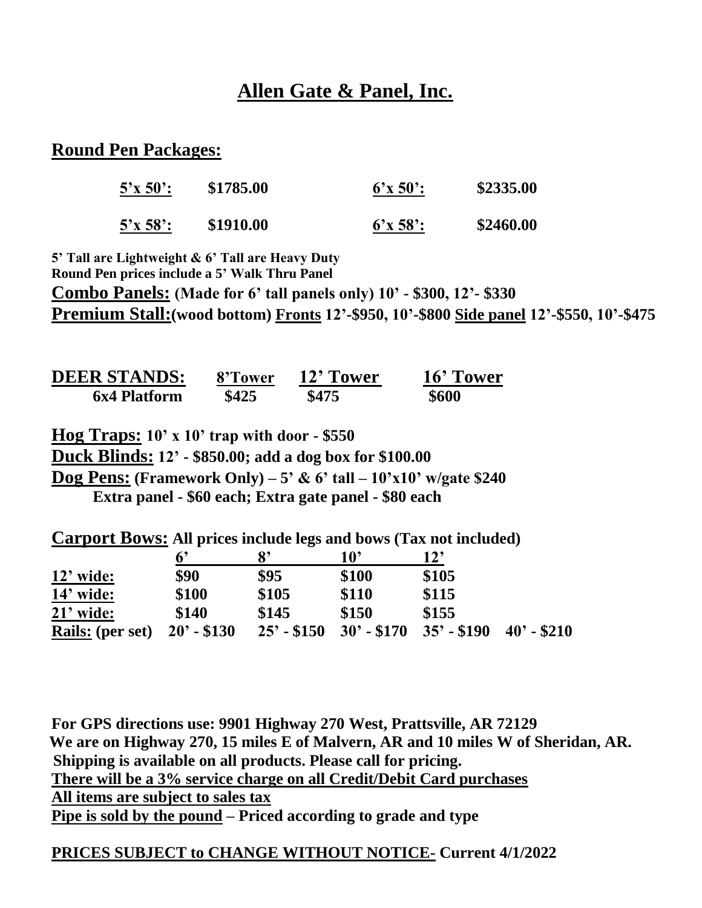# Allen Gate & Panel, Inc.

## Round Pen Packages:

| | | | |
|---|---|---|---|
| 5'x 50': | $1785.00 | 6'x 50': | $2335.00 |
| 5'x 58': | $1910.00 | 6'x 58': | $2460.00 |

**5' Tall are Lightweight & 6' Tall are Heavy Duty**
**Round Pen prices include a 5' Walk Thru Panel**

**Combo Panels: (Made for 6' tall panels only) 10' - $300, 12'- $330**

**Premium Stall:(wood bottom) Fronts 12'-$950, 10'-$800 Side panel 12'-$550, 10'-$475**

| DEER STANDS: | 8'Tower | 12' Tower | 16' Tower |
|---|---|---|---|
| 6x4 Platform | $425 | $475 | $600 |

**Hog Traps: 10' x 10' trap with door - $550**

**Duck Blinds: 12' - $850.00; add a dog box for $100.00**

**Dog Pens: (Framework Only) – 5' & 6' tall – 10'x10' w/gate $240**
**Extra panel - $60 each; Extra gate panel - $80 each**

**Carport Bows: All prices include legs and bows (Tax not included)**

| | 6' | 8' | 10' | 12' | |
|---|---|---|---|---|---|
| 12' wide: | $90 | $95 | $100 | $105 | |
| 14' wide: | $100 | $105 | $110 | $115 | |
| 21' wide: | $140 | $145 | $150 | $155 | |
| Rails: (per set) | 20' - $130 | 25' - $150 | 30' - $170 | 35' - $190 | 40' - $210 |

**For GPS directions use: 9901 Highway 270 West, Prattsville, AR 72129**
**We are on Highway 270, 15 miles E of Malvern, AR and 10 miles W of Sheridan, AR.**
**Shipping is available on all products. Please call for pricing.**
**There will be a 3% service charge on all Credit/Debit Card purchases**
**All items are subject to sales tax**
**Pipe is sold by the pound – Priced according to grade and type**

**PRICES SUBJECT to CHANGE WITHOUT NOTICE- Current 4/1/2022**